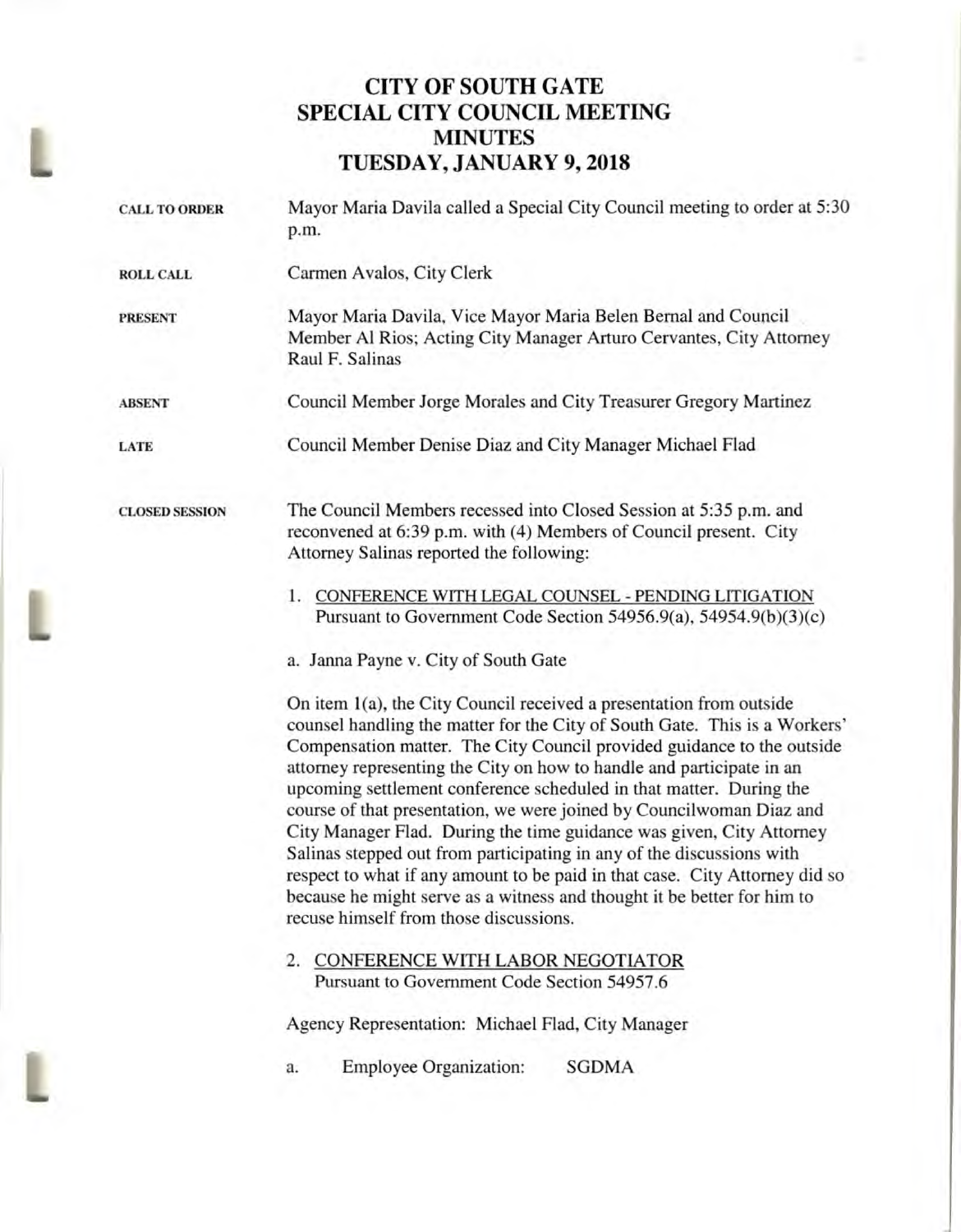# CITY OF SOUTH GATE
# SPECIAL CITY COUNCIL MEETING
# MINUTES
# TUESDAY, JANUARY 9, 2018

**CALL TO ORDER**

Mayor Maria Davila called a Special City Council meeting to order at 5:30 p.m.

**ROLL CALL**

Carmen Avalos, City Clerk

**PRESENT**

Mayor Maria Davila, Vice Mayor Maria Belen Bernal and Council Member Al Rios; Acting City Manager Arturo Cervantes, City Attorney Raul F. Salinas

**ABSENT**

Council Member Jorge Morales and City Treasurer Gregory Martinez

**LATE**

Council Member Denise Diaz and City Manager Michael Flad

**CLOSED SESSION**

The Council Members recessed into Closed Session at 5:35 p.m. and reconvened at 6:39 p.m. with (4) Members of Council present. City Attorney Salinas reported the following:

1. CONFERENCE WITH LEGAL COUNSEL - PENDING LITIGATION
   Pursuant to Government Code Section 54956.9(a), 54954.9(b)(3)(c)

a. Janna Payne v. City of South Gate

On item 1(a), the City Council received a presentation from outside counsel handling the matter for the City of South Gate. This is a Workers' Compensation matter. The City Council provided guidance to the outside attorney representing the City on how to handle and participate in an upcoming settlement conference scheduled in that matter. During the course of that presentation, we were joined by Councilwoman Diaz and City Manager Flad. During the time guidance was given, City Attorney Salinas stepped out from participating in any of the discussions with respect to what if any amount to be paid in that case. City Attorney did so because he might serve as a witness and thought it be better for him to recuse himself from those discussions.

2. CONFERENCE WITH LABOR NEGOTIATOR
   Pursuant to Government Code Section 54957.6

Agency Representation: Michael Flad, City Manager

a. Employee Organization: SGDMA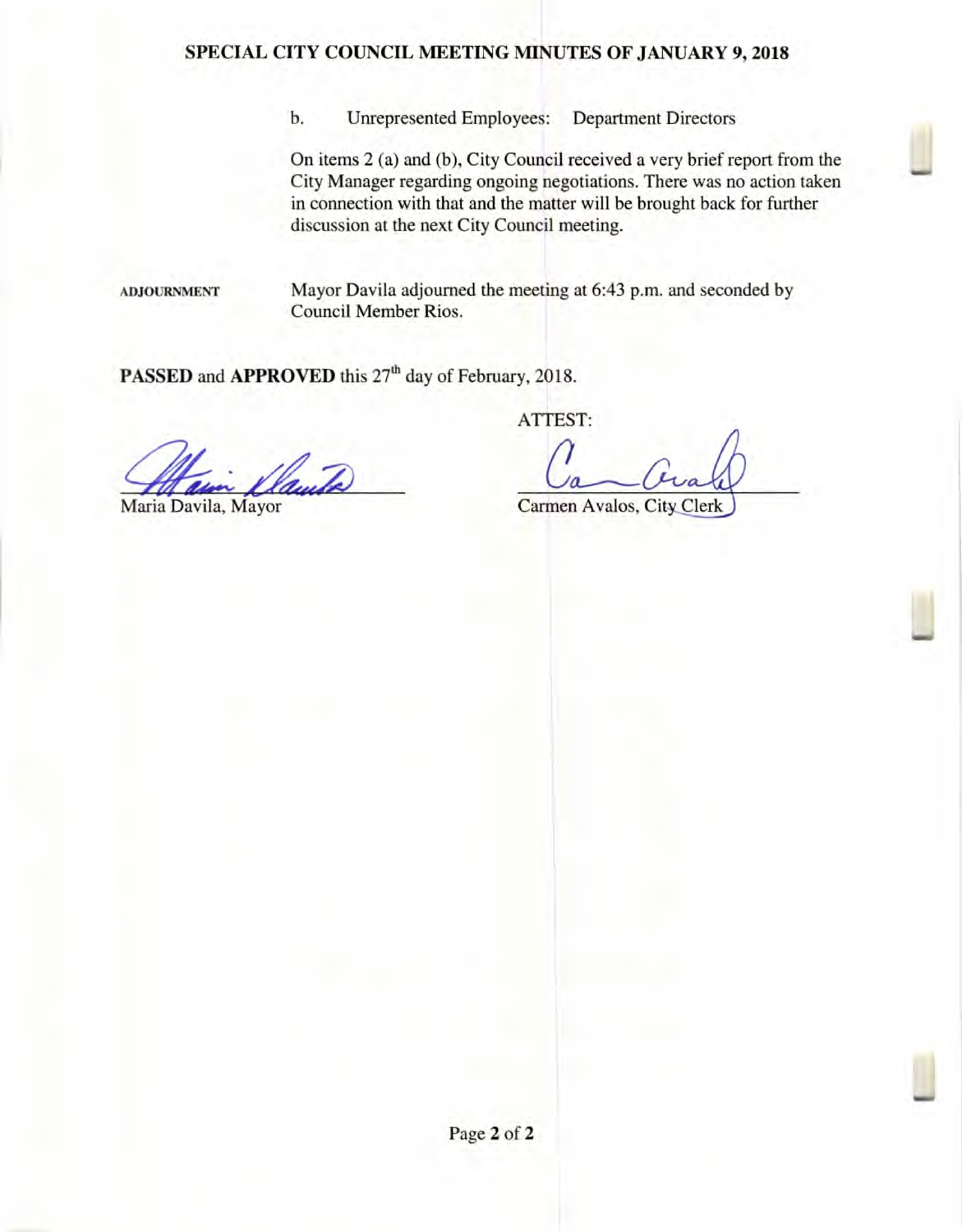b. Unrepresented Employees: Department Directors

On items 2 (a) and (b), City Council received a very brief report from the City Manager regarding ongoing negotiations. There was no action taken in connection with that and the matter will be brought back for further discussion at the next City Council meeting.

**ADJOURNMENT** Mayor Davila adjourned the meeting at 6:43 p.m. and seconded by Council Member Rios.

**PASSED** and **APPROVED** this 27th day of February, 2018.

ATTEST:

Maria Davila, Mayor

Carmen Avalos, City Clerk